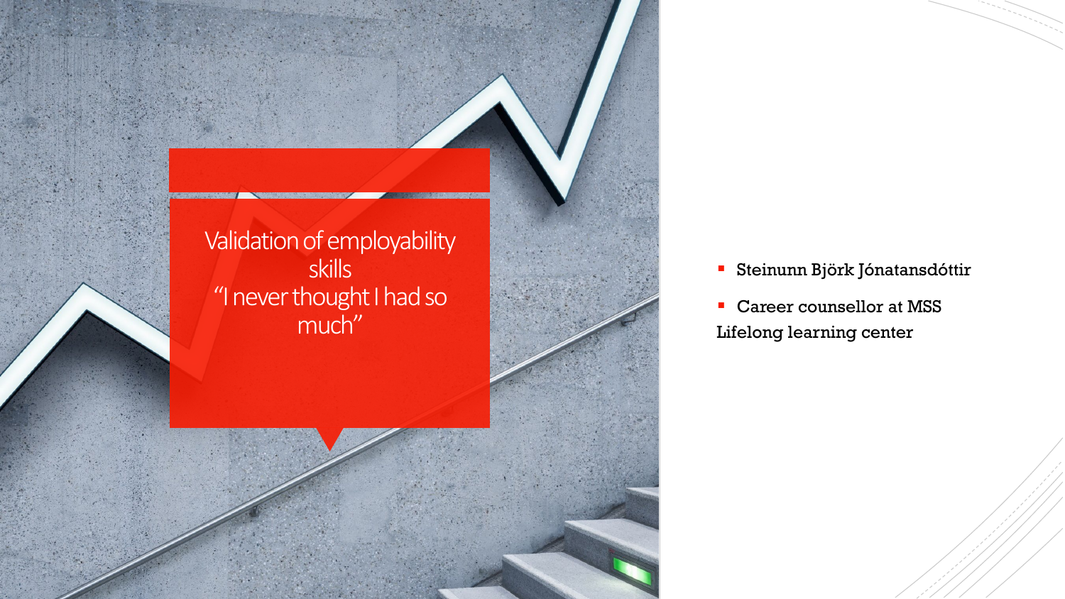# Validation of employability skills
## "I never thought I had so much"

- Steinunn Björk Jónatansdóttir
- Career counsellor at MSS Lifelong learning center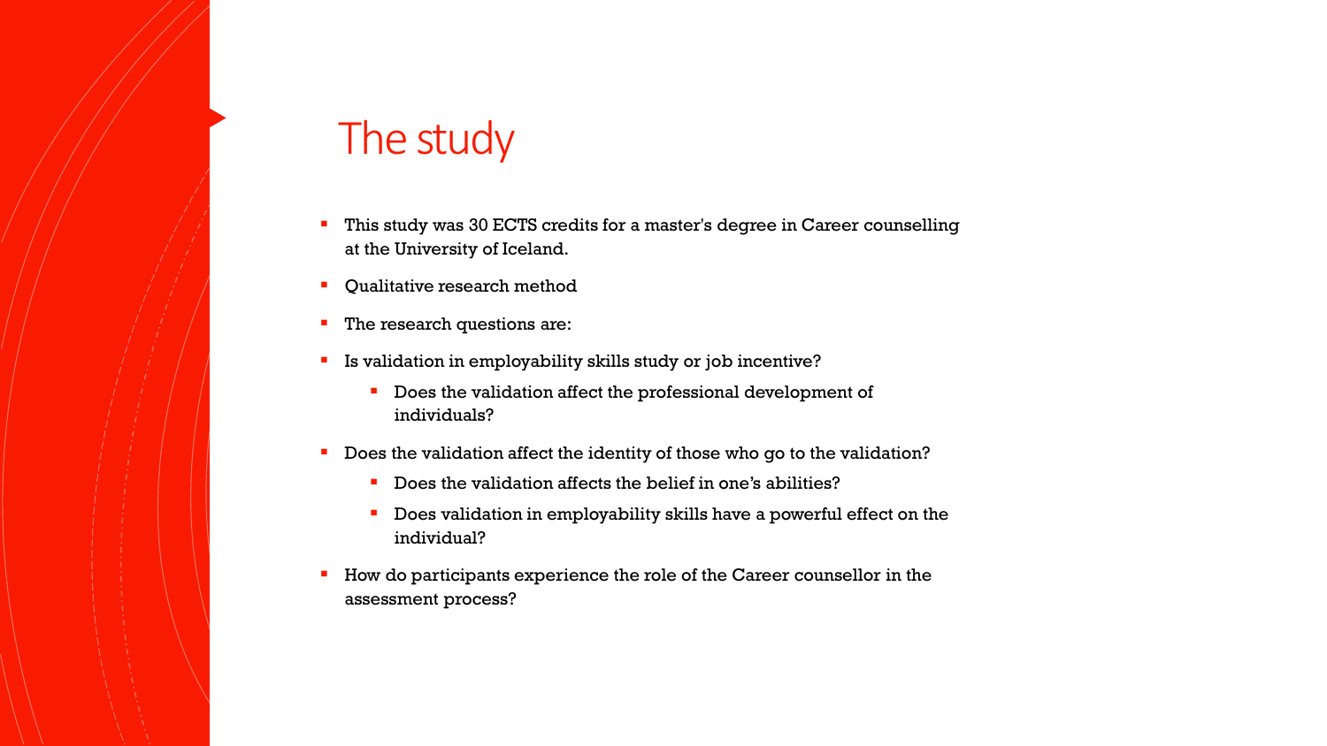# The study

- This study was 30 ECTS credits for a master's degree in Career counselling at the University of Iceland.
- Qualitative research method
- The research questions are:
- Is validation in employability skills study or job incentive?
  - Does the validation affect the professional development of individuals?
- Does the validation affect the identity of those who go to the validation?
  - Does the validation affects the belief in one's abilities?
  - Does validation in employability skills have a powerful effect on the individual?
- How do participants experience the role of the Career counsellor in the assessment process?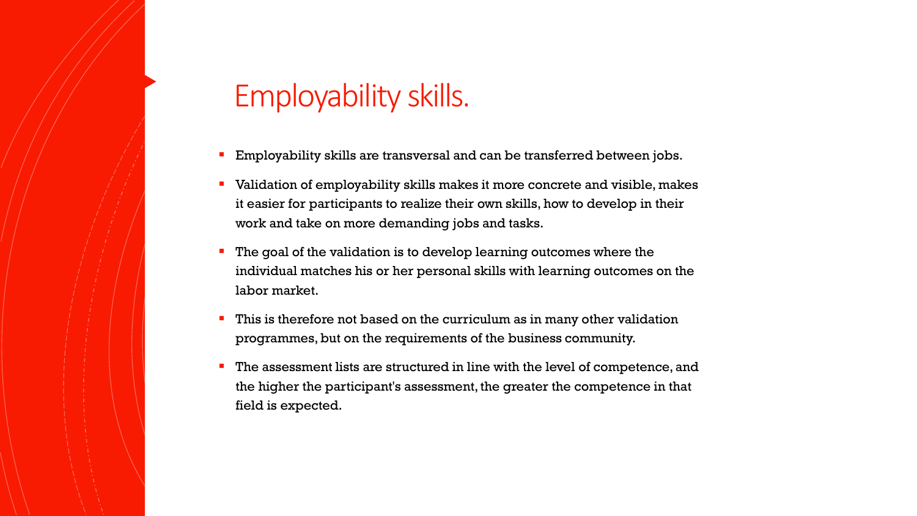# Employability skills.

- Employability skills are transversal and can be transferred between jobs.
- Validation of employability skills makes it more concrete and visible, makes it easier for participants to realize their own skills, how to develop in their work and take on more demanding jobs and tasks.
- The goal of the validation is to develop learning outcomes where the individual matches his or her personal skills with learning outcomes on the labor market.
- This is therefore not based on the curriculum as in many other validation programmes, but on the requirements of the business community.
- The assessment lists are structured in line with the level of competence, and the higher the participant's assessment, the greater the competence in that field is expected.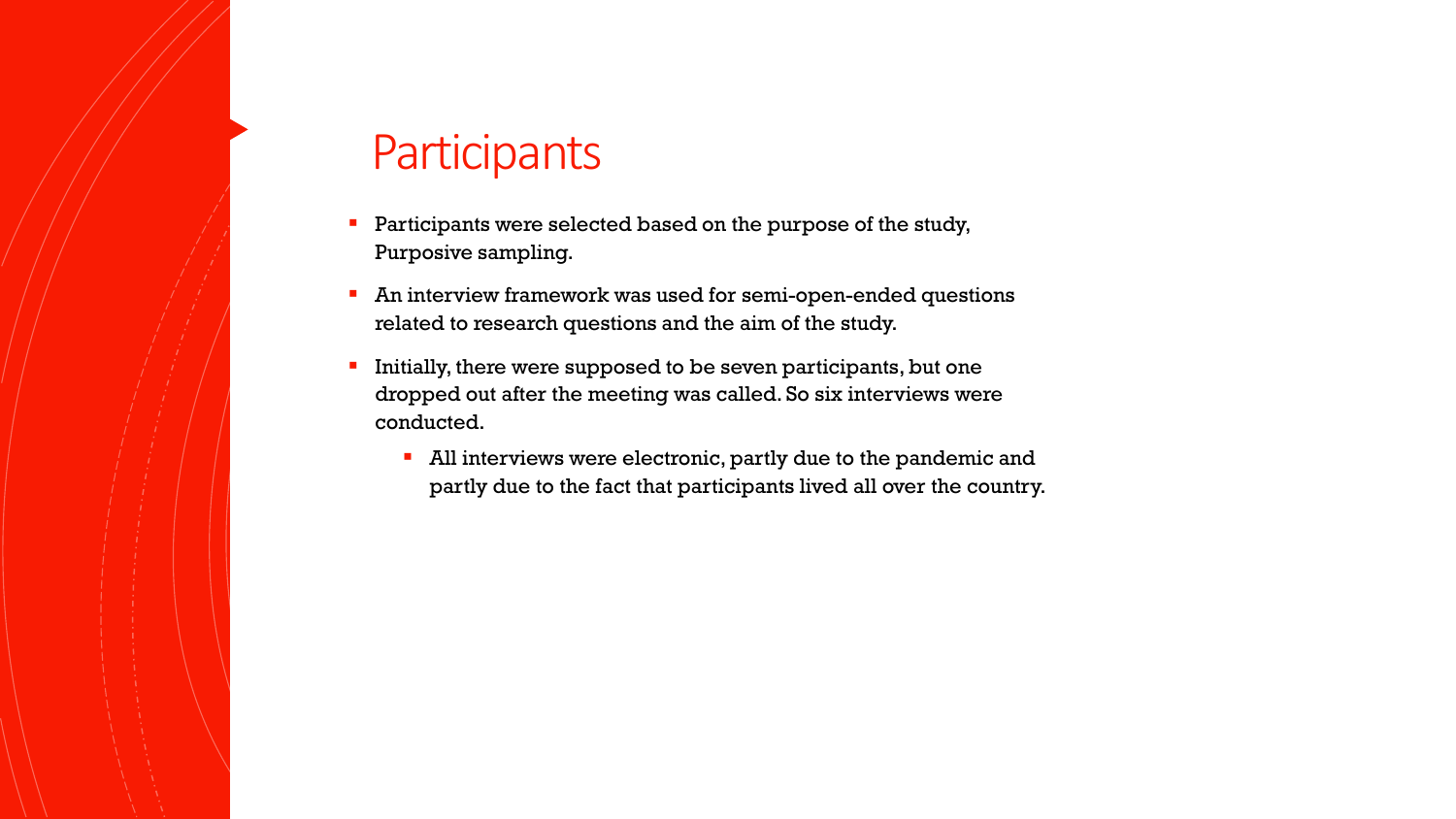# Participants

- Participants were selected based on the purpose of the study, Purposive sampling.
- An interview framework was used for semi-open-ended questions related to research questions and the aim of the study.
- Initially, there were supposed to be seven participants, but one dropped out after the meeting was called. So six interviews were conducted.
  - All interviews were electronic, partly due to the pandemic and partly due to the fact that participants lived all over the country.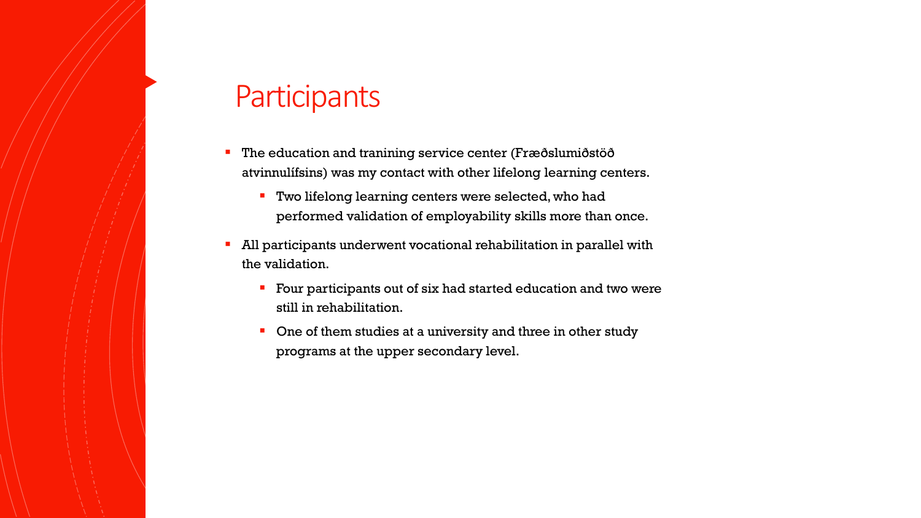# Participants

- The education and tranining service center (Fræðslumiðstöð atvinnulífsins) was my contact with other lifelong learning centers.
  - Two lifelong learning centers were selected, who had performed validation of employability skills more than once.
- All participants underwent vocational rehabilitation in parallel with the validation.
  - Four participants out of six had started education and two were still in rehabilitation.
  - One of them studies at a university and three in other study programs at the upper secondary level.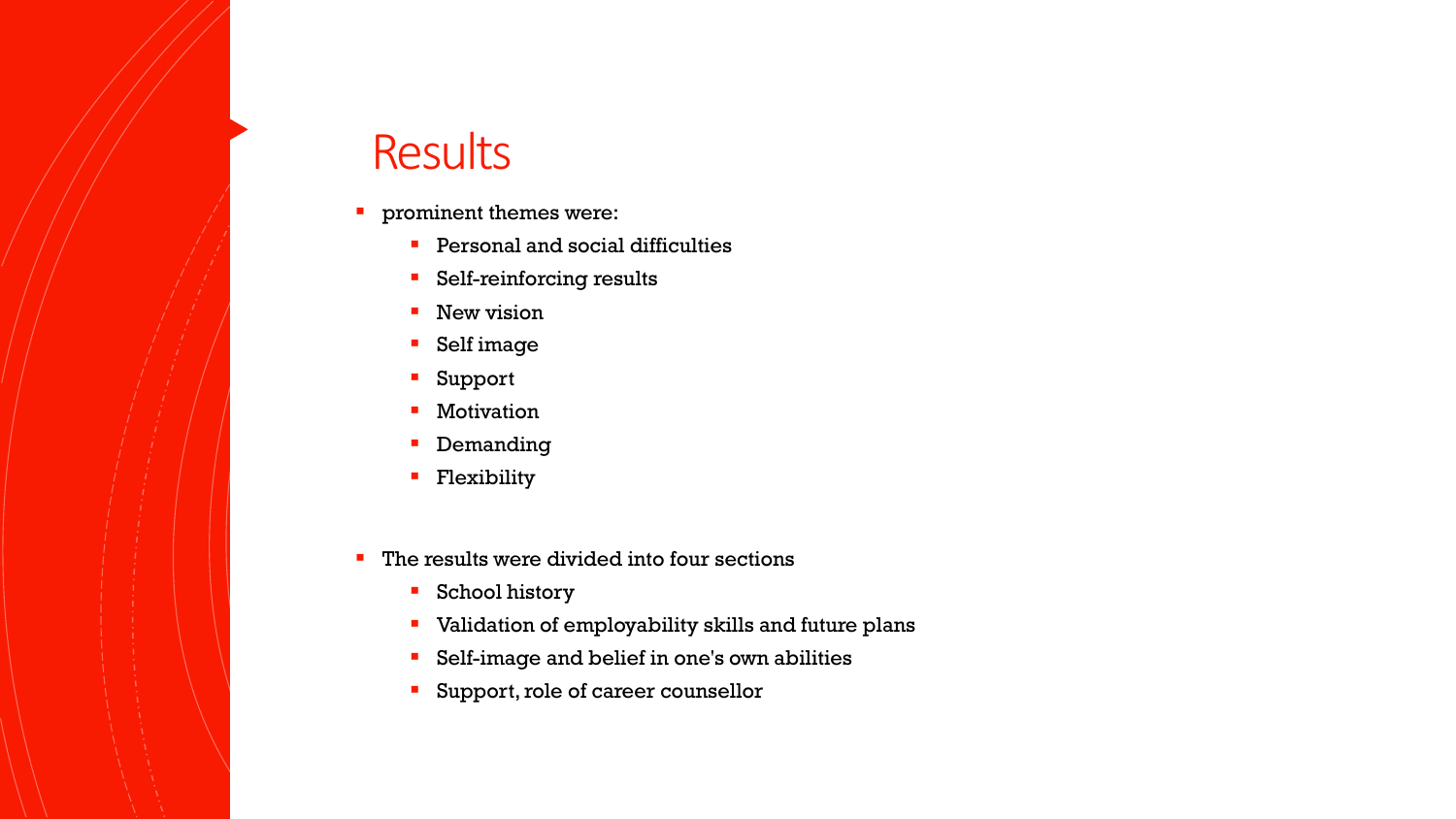# Results

- prominent themes were:
  - Personal and social difficulties
  - Self-reinforcing results
  - New vision
  - Self image
  - Support
  - Motivation
  - Demanding
  - Flexibility

- The results were divided into four sections
  - School history
  - Validation of employability skills and future plans
  - Self-image and belief in one's own abilities
  - Support, role of career counsellor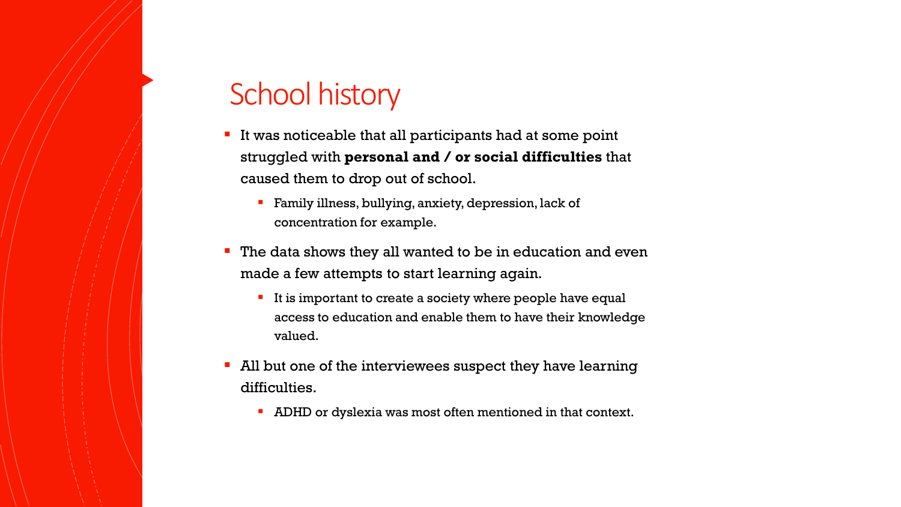# School history

- It was noticeable that all participants had at some point struggled with **personal and / or social difficulties** that caused them to drop out of school.
  - Family illness, bullying, anxiety, depression, lack of concentration for example.
- The data shows they all wanted to be in education and even made a few attempts to start learning again.
  - It is important to create a society where people have equal access to education and enable them to have their knowledge valued.
- All but one of the interviewees suspect they have learning difficulties.
  - ADHD or dyslexia was most often mentioned in that context.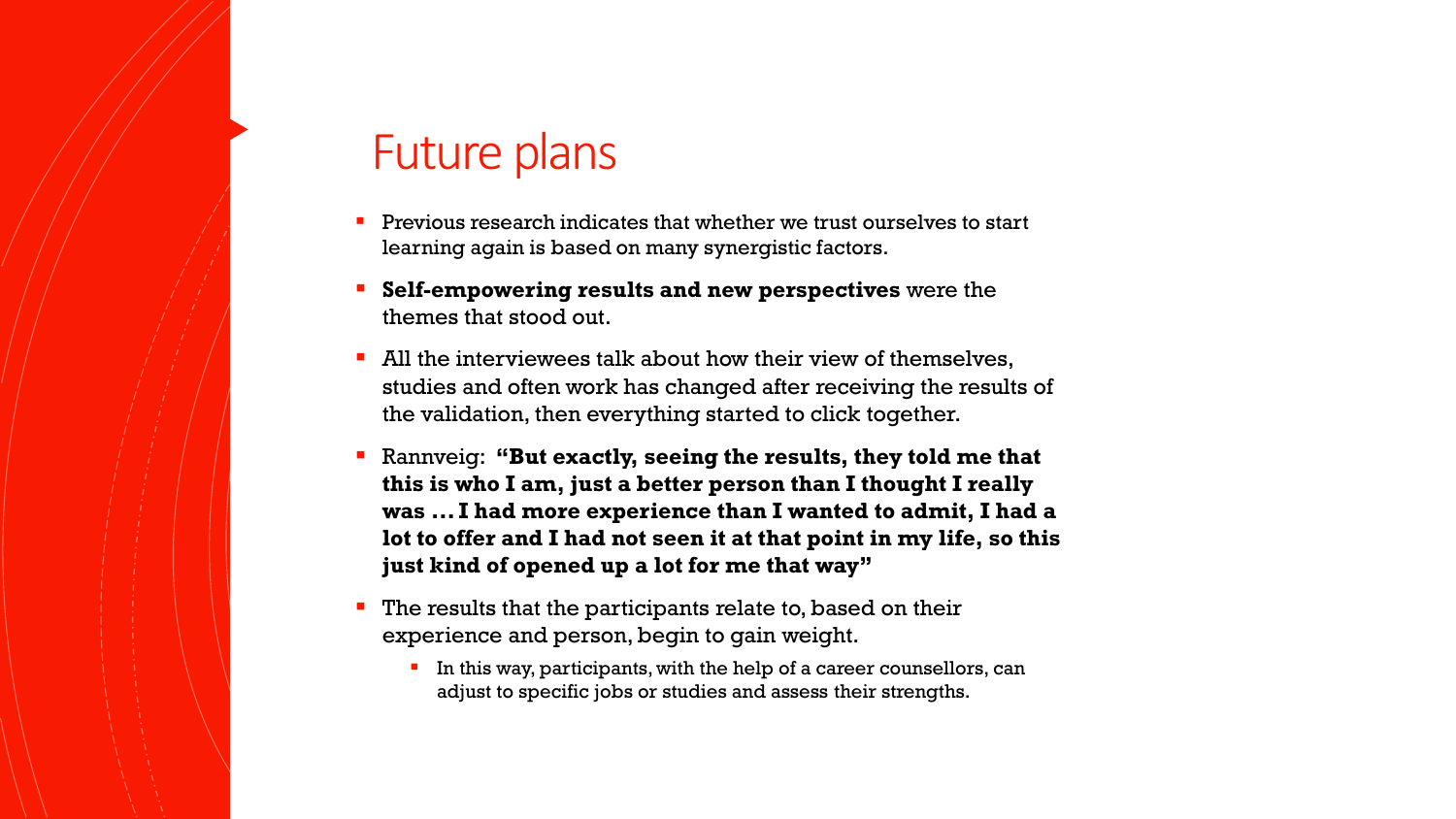# Future plans

- Previous research indicates that whether we trust ourselves to start learning again is based on many synergistic factors.
- **Self-empowering results and new perspectives** were the themes that stood out.
- All the interviewees talk about how their view of themselves, studies and often work has changed after receiving the results of the validation, then everything started to click together.
- Rannveig: **"But exactly, seeing the results, they told me that this is who I am, just a better person than I thought I really was … I had more experience than I wanted to admit, I had a lot to offer and I had not seen it at that point in my life, so this just kind of opened up a lot for me that way"**
- The results that the participants relate to, based on their experience and person, begin to gain weight.
  - In this way, participants, with the help of a career counsellors, can adjust to specific jobs or studies and assess their strengths.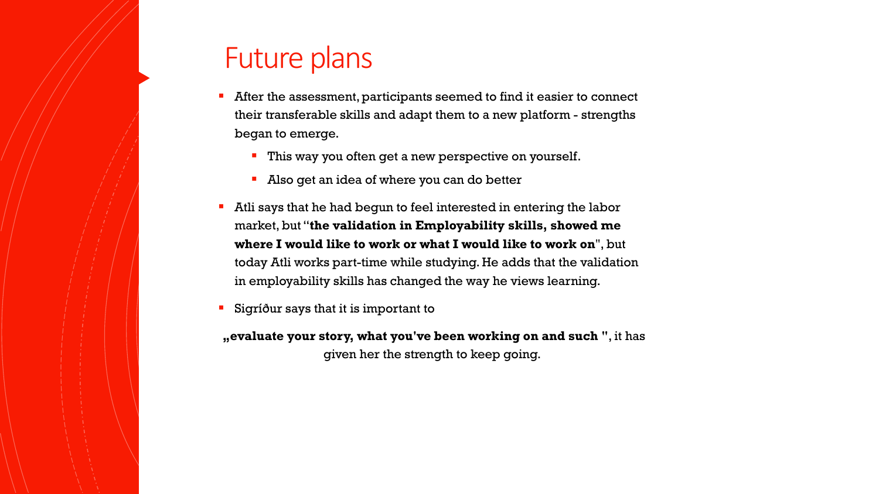# Future plans

- After the assessment, participants seemed to find it easier to connect their transferable skills and adapt them to a new platform - strengths began to emerge.
  - This way you often get a new perspective on yourself.
  - Also get an idea of where you can do better
- Atli says that he had begun to feel interested in entering the labor market, but "**the validation in Employability skills, showed me where I would like to work or what I would like to work on**", but today Atli works part-time while studying. He adds that the validation in employability skills has changed the way he views learning.
- Sigríður says that it is important to

„**evaluate your story, what you've been working on and such** ", it has given her the strength to keep going.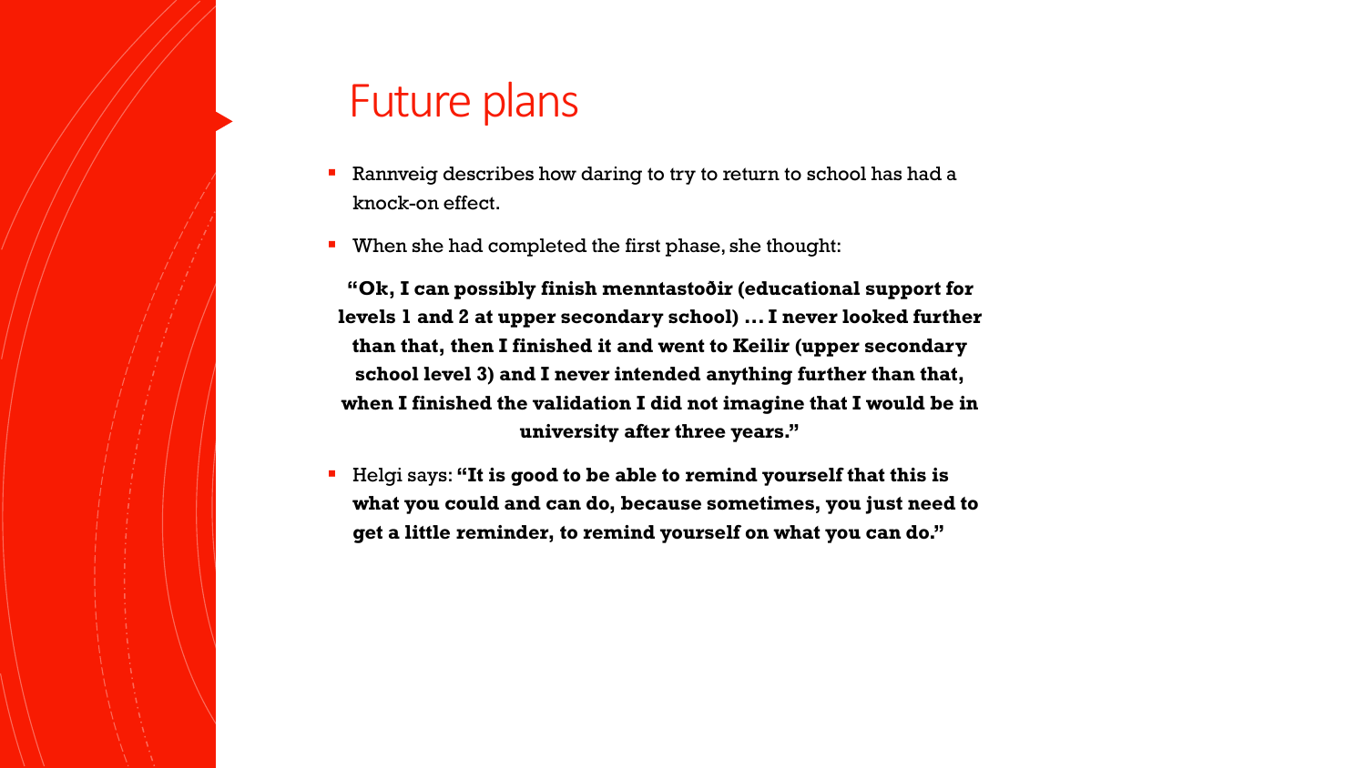# Future plans

- Rannveig describes how daring to try to return to school has had a knock-on effect.
- When she had completed the first phase, she thought:

**"Ok, I can possibly finish menntastoðir (educational support for levels 1 and 2 at upper secondary school) … I never looked further than that, then I finished it and went to Keilir (upper secondary school level 3) and I never intended anything further than that, when I finished the validation I did not imagine that I would be in university after three years."**

- Helgi says: **"It is good to be able to remind yourself that this is what you could and can do, because sometimes, you just need to get a little reminder, to remind yourself on what you can do."**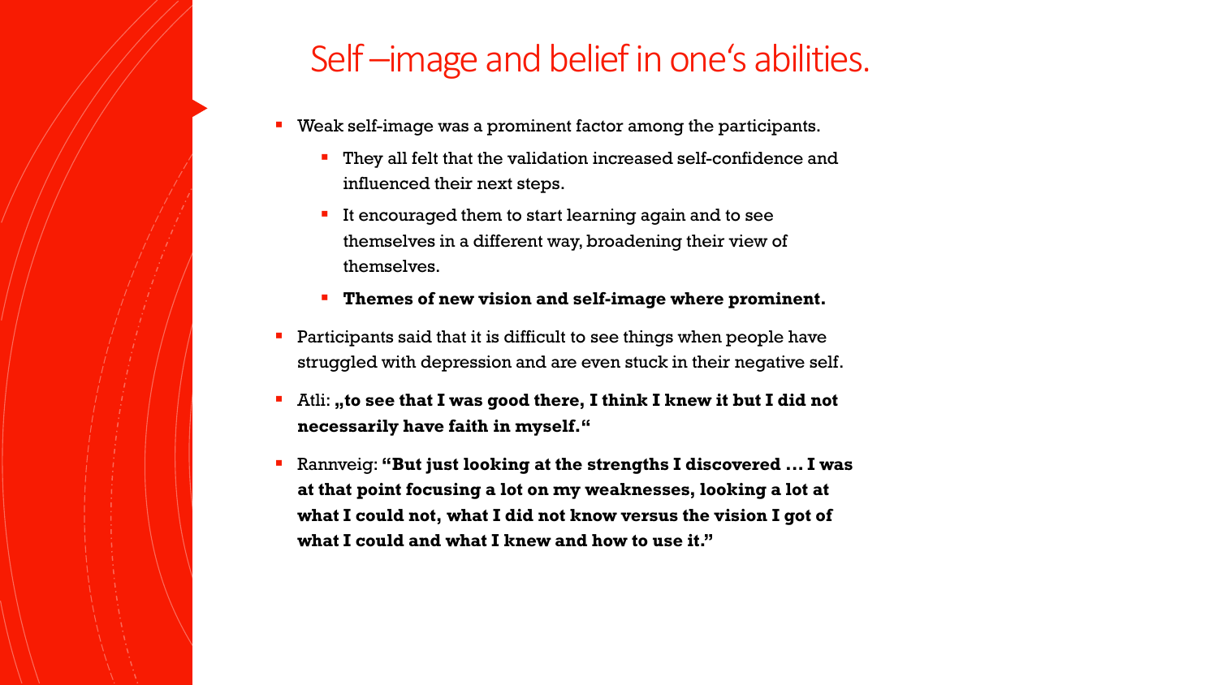# Self –image and belief in one‘s abilities.

- Weak self-image was a prominent factor among the participants.
  - They all felt that the validation increased self-confidence and influenced their next steps.
  - It encouraged them to start learning again and to see themselves in a different way, broadening their view of themselves.
  - **Themes of new vision and self-image where prominent.**
- Participants said that it is difficult to see things when people have struggled with depression and are even stuck in their negative self.
- Atli: **„to see that I was good there, I think I knew it but I did not necessarily have faith in myself."**
- Rannveig: **"But just looking at the strengths I discovered ... I was at that point focusing a lot on my weaknesses, looking a lot at what I could not, what I did not know versus the vision I got of what I could and what I knew and how to use it."**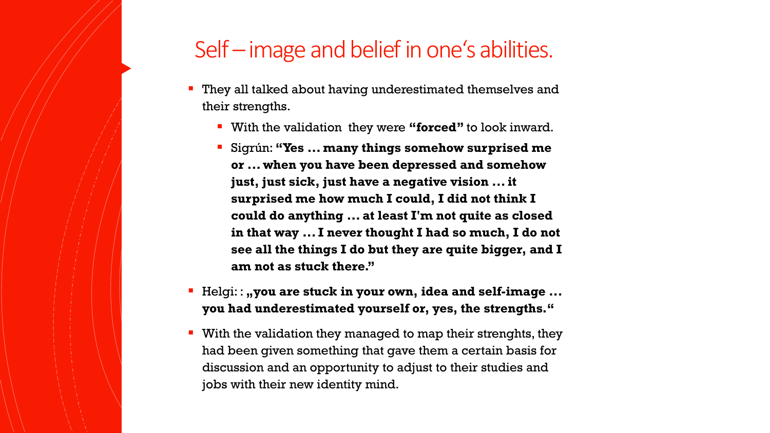# Self – image and belief in one‘s abilities.

- They all talked about having underestimated themselves and their strengths.
  - With the validation they were **“forced”** to look inward.
  - Sigrún: **“Yes ... many things somehow surprised me or ... when you have been depressed and somehow just, just sick, just have a negative vision ... it surprised me how much I could, I did not think I could do anything ... at least I'm not quite as closed in that way ... I never thought I had so much, I do not see all the things I do but they are quite bigger, and I am not as stuck there.”**
- Helgi: : **„you are stuck in your own, idea and self-image ... you had underestimated yourself or, yes, the strengths.“**
- With the validation they managed to map their strenghts, they had been given something that gave them a certain basis for discussion and an opportunity to adjust to their studies and jobs with their new identity mind.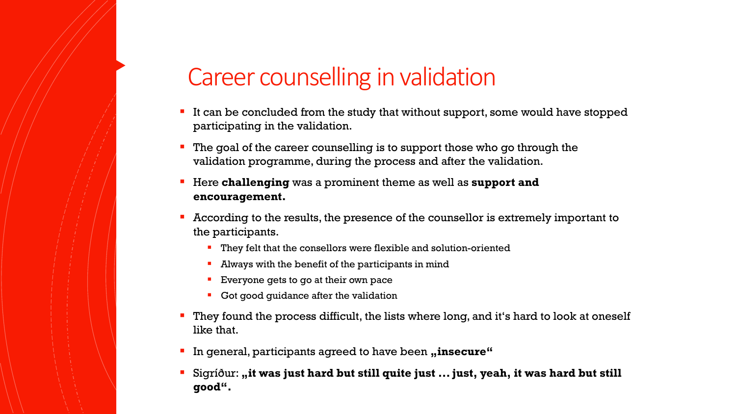# Career counselling in validation

- It can be concluded from the study that without support, some would have stopped participating in the validation.
- The goal of the career counselling is to support those who go through the validation programme, during the process and after the validation.
- Here **challenging** was a prominent theme as well as **support and encouragement.**
- According to the results, the presence of the counsellor is extremely important to the participants.
  - They felt that the consellors were flexible and solution-oriented
  - Always with the benefit of the participants in mind
  - Everyone gets to go at their own pace
  - Got good guidance after the validation
- They found the process difficult, the lists where long, and it‘s hard to look at oneself like that.
- In general, participants agreed to have been **„insecure“**
- Sigríður: **„it was just hard but still quite just ... just, yeah, it was hard but still good“.**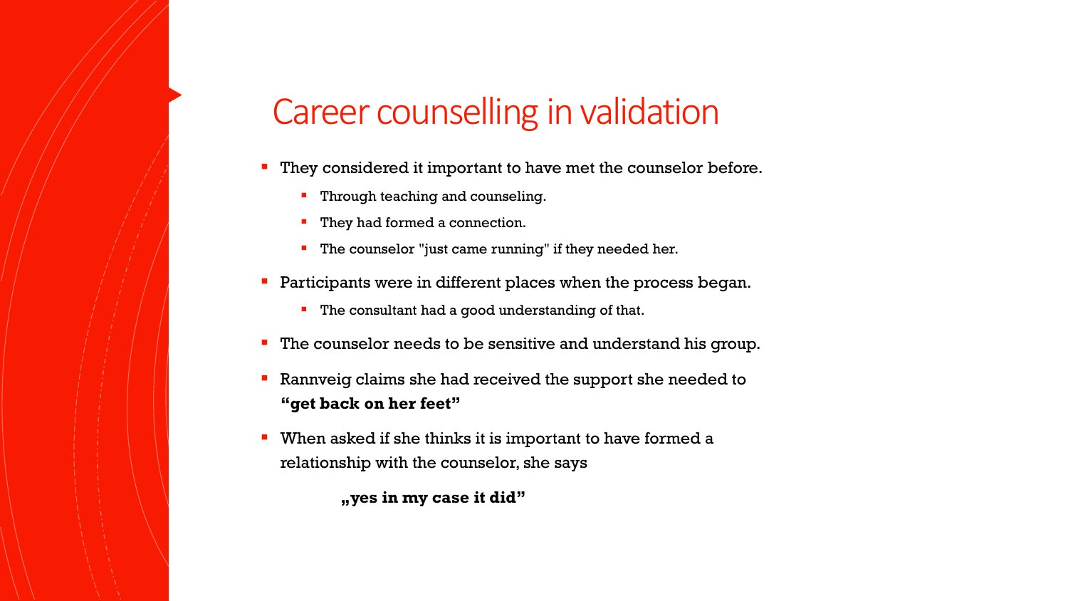# Career counselling in validation

- They considered it important to have met the counselor before.
  - Through teaching and counseling.
  - They had formed a connection.
  - The counselor "just came running" if they needed her.
- Participants were in different places when the process began.
  - The consultant had a good understanding of that.
- The counselor needs to be sensitive and understand his group.
- Rannveig claims she had received the support she needed to **“get back on her feet”**
- When asked if she thinks it is important to have formed a relationship with the counselor, she says

  **„yes in my case it did”**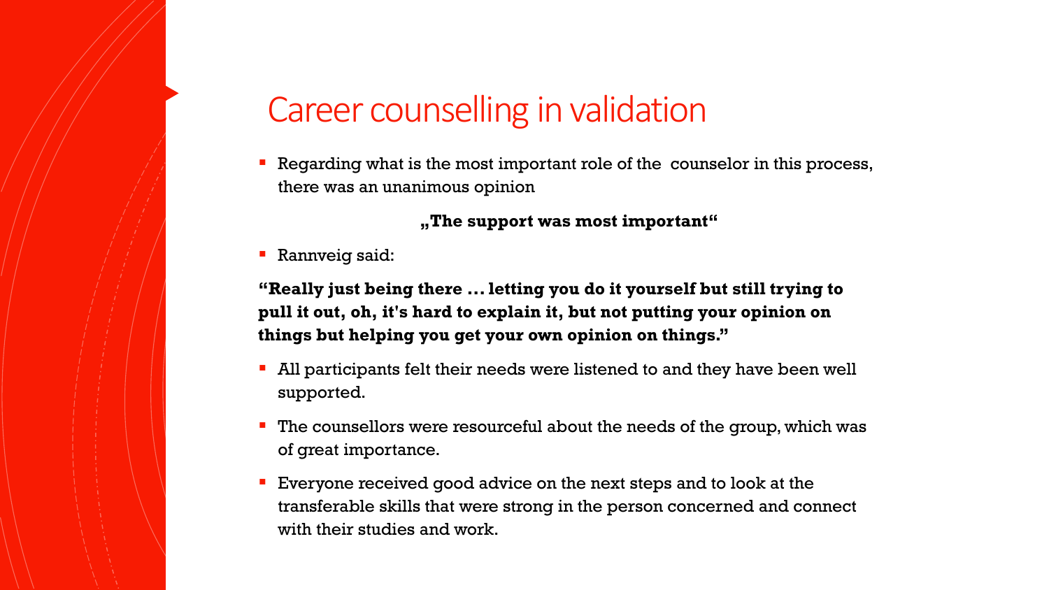# Career counselling in validation

- Regarding what is the most important role of the counselor in this process, there was an unanimous opinion

**„The support was most important“**

- Rannveig said:

**“Really just being there ... letting you do it yourself but still trying to pull it out, oh, it's hard to explain it, but not putting your opinion on things but helping you get your own opinion on things.”**

- All participants felt their needs were listened to and they have been well supported.
- The counsellors were resourceful about the needs of the group, which was of great importance.
- Everyone received good advice on the next steps and to look at the transferable skills that were strong in the person concerned and connect with their studies and work.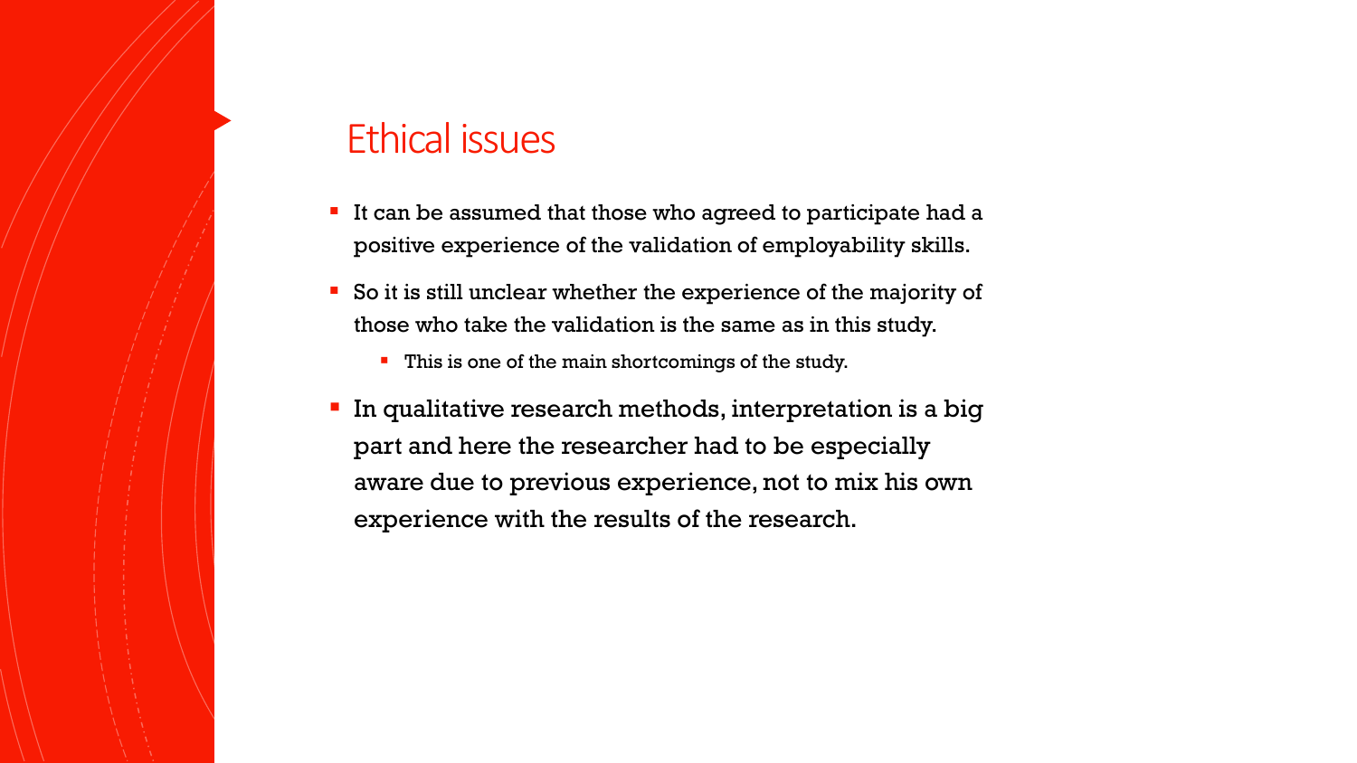# Ethical issues

- It can be assumed that those who agreed to participate had a positive experience of the validation of employability skills.
- So it is still unclear whether the experience of the majority of those who take the validation is the same as in this study.
  - This is one of the main shortcomings of the study.
- In qualitative research methods, interpretation is a big part and here the researcher had to be especially aware due to previous experience, not to mix his own experience with the results of the research.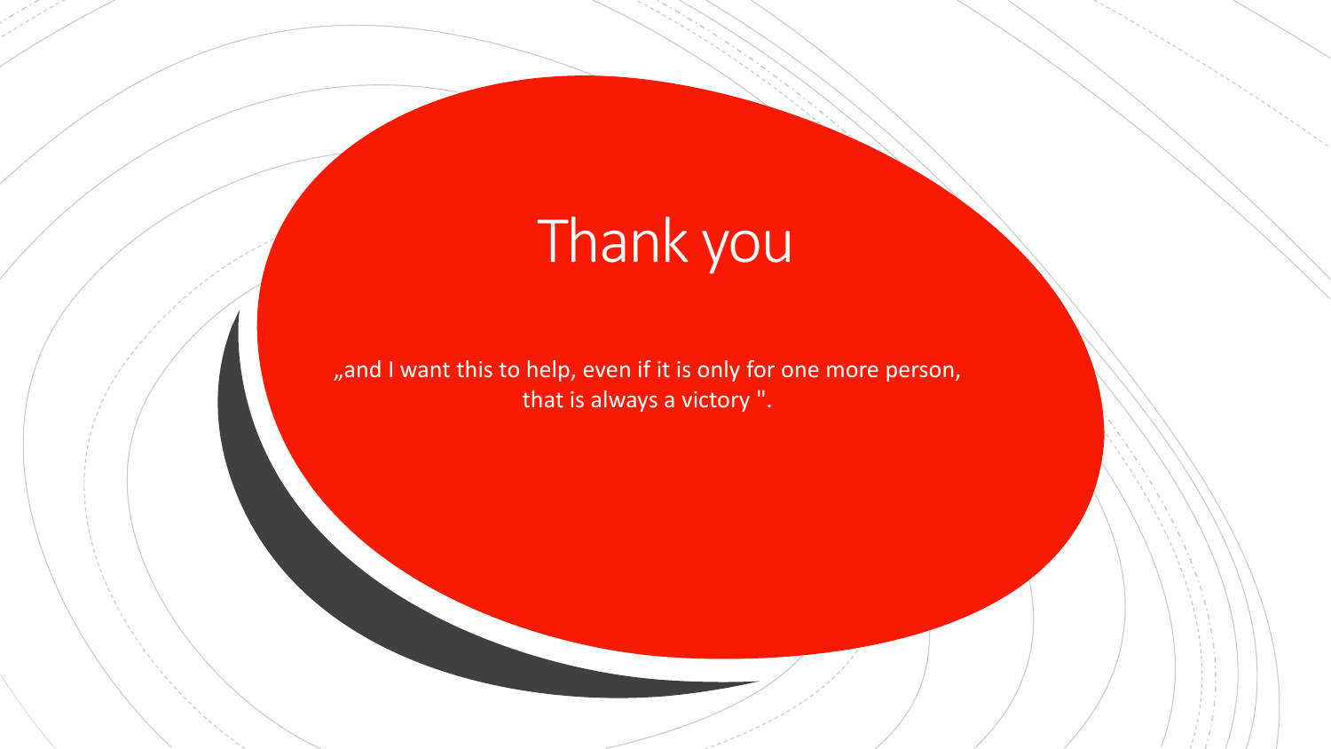# Thank you

„and I want this to help, even if it is only for one more person, that is always a victory ".